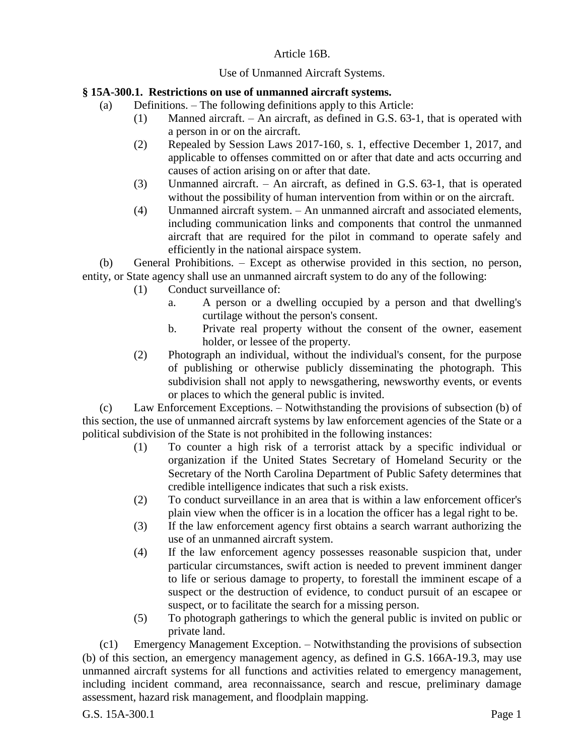# Article 16B.

## Use of Unmanned Aircraft Systems.

### § 15A-300.1. Restrictions on use of unmanned aircraft systems.

(a) Definitions. – The following definitions apply to this Article:

(1) Manned aircraft. – An aircraft, as defined in G.S. 63-1, that is operated with a person in or on the aircraft.

(2) Repealed by Session Laws 2017-160, s. 1, effective December 1, 2017, and applicable to offenses committed on or after that date and acts occurring and causes of action arising on or after that date.

(3) Unmanned aircraft. – An aircraft, as defined in G.S. 63-1, that is operated without the possibility of human intervention from within or on the aircraft.

(4) Unmanned aircraft system. – An unmanned aircraft and associated elements, including communication links and components that control the unmanned aircraft that are required for the pilot in command to operate safely and efficiently in the national airspace system.

(b) General Prohibitions. – Except as otherwise provided in this section, no person, entity, or State agency shall use an unmanned aircraft system to do any of the following:

(1) Conduct surveillance of:

a. A person or a dwelling occupied by a person and that dwelling's curtilage without the person's consent.

b. Private real property without the consent of the owner, easement holder, or lessee of the property.

(2) Photograph an individual, without the individual's consent, for the purpose of publishing or otherwise publicly disseminating the photograph. This subdivision shall not apply to newsgathering, newsworthy events, or events or places to which the general public is invited.

(c) Law Enforcement Exceptions. – Notwithstanding the provisions of subsection (b) of this section, the use of unmanned aircraft systems by law enforcement agencies of the State or a political subdivision of the State is not prohibited in the following instances:

(1) To counter a high risk of a terrorist attack by a specific individual or organization if the United States Secretary of Homeland Security or the Secretary of the North Carolina Department of Public Safety determines that credible intelligence indicates that such a risk exists.

(2) To conduct surveillance in an area that is within a law enforcement officer's plain view when the officer is in a location the officer has a legal right to be.

(3) If the law enforcement agency first obtains a search warrant authorizing the use of an unmanned aircraft system.

(4) If the law enforcement agency possesses reasonable suspicion that, under particular circumstances, swift action is needed to prevent imminent danger to life or serious damage to property, to forestall the imminent escape of a suspect or the destruction of evidence, to conduct pursuit of an escapee or suspect, or to facilitate the search for a missing person.

(5) To photograph gatherings to which the general public is invited on public or private land.

(c1) Emergency Management Exception. – Notwithstanding the provisions of subsection (b) of this section, an emergency management agency, as defined in G.S. 166A-19.3, may use unmanned aircraft systems for all functions and activities related to emergency management, including incident command, area reconnaissance, search and rescue, preliminary damage assessment, hazard risk management, and floodplain mapping.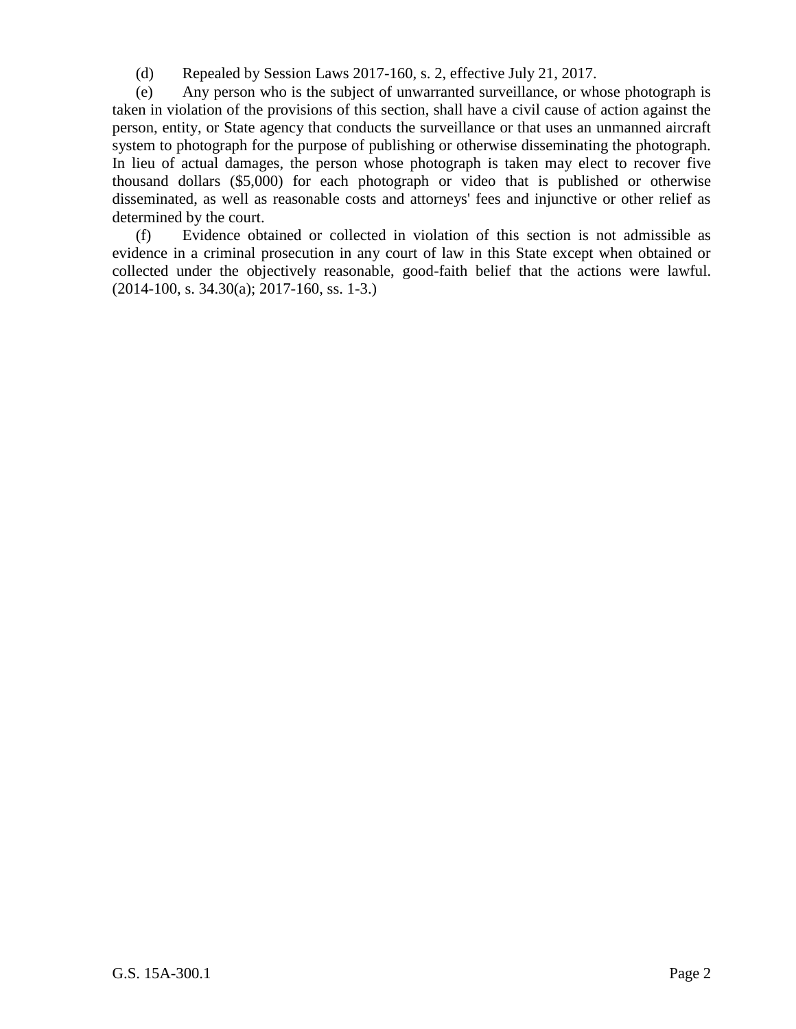(d) Repealed by Session Laws 2017-160, s. 2, effective July 21, 2017.

(e) Any person who is the subject of unwarranted surveillance, or whose photograph is taken in violation of the provisions of this section, shall have a civil cause of action against the person, entity, or State agency that conducts the surveillance or that uses an unmanned aircraft system to photograph for the purpose of publishing or otherwise disseminating the photograph. In lieu of actual damages, the person whose photograph is taken may elect to recover five thousand dollars ($5,000) for each photograph or video that is published or otherwise disseminated, as well as reasonable costs and attorneys' fees and injunctive or other relief as determined by the court.

(f) Evidence obtained or collected in violation of this section is not admissible as evidence in a criminal prosecution in any court of law in this State except when obtained or collected under the objectively reasonable, good-faith belief that the actions were lawful. (2014-100, s. 34.30(a); 2017-160, ss. 1-3.)